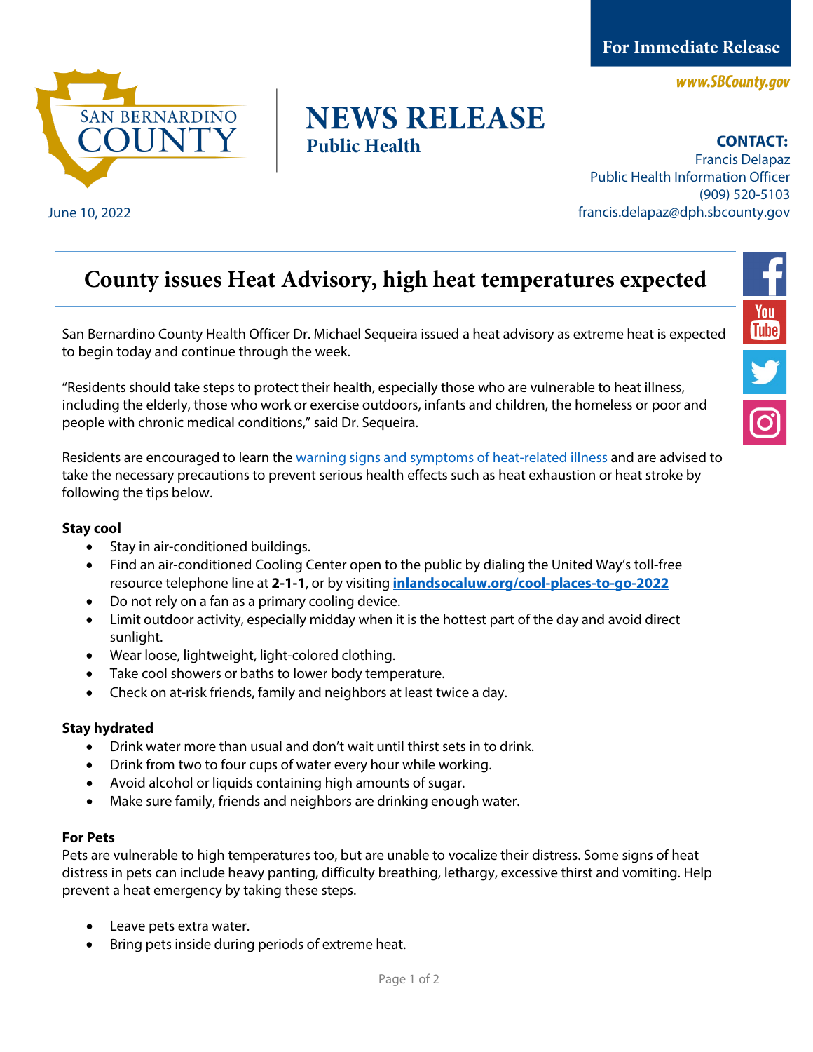For Immediate Release

www.SBCounty.gov

SAN BERNARDINO COUNTY

# NEWS RELEASE
**Public Health**

**CONTACT:**
Francis Delapaz
Public Health Information Officer
(909) 520-5103
francis.delapaz@dph.sbcounty.gov

June 10, 2022

## County issues Heat Advisory, high heat temperatures expected

San Bernardino County Health Officer Dr. Michael Sequeira issued a heat advisory as extreme heat is expected to begin today and continue through the week.

"Residents should take steps to protect their health, especially those who are vulnerable to heat illness, including the elderly, those who work or exercise outdoors, infants and children, the homeless or poor and people with chronic medical conditions," said Dr. Sequeira.

Residents are encouraged to learn the warning signs and symptoms of heat-related illness and are advised to take the necessary precautions to prevent serious health effects such as heat exhaustion or heat stroke by following the tips below.

**Stay cool**

- Stay in air-conditioned buildings.
- Find an air-conditioned Cooling Center open to the public by dialing the United Way's toll-free resource telephone line at **2-1-1**, or by visiting **inlandsocaluw.org/cool-places-to-go-2022**
- Do not rely on a fan as a primary cooling device.
- Limit outdoor activity, especially midday when it is the hottest part of the day and avoid direct sunlight.
- Wear loose, lightweight, light-colored clothing.
- Take cool showers or baths to lower body temperature.
- Check on at-risk friends, family and neighbors at least twice a day.

**Stay hydrated**

- Drink water more than usual and don't wait until thirst sets in to drink.
- Drink from two to four cups of water every hour while working.
- Avoid alcohol or liquids containing high amounts of sugar.
- Make sure family, friends and neighbors are drinking enough water.

**For Pets**

Pets are vulnerable to high temperatures too, but are unable to vocalize their distress. Some signs of heat distress in pets can include heavy panting, difficulty breathing, lethargy, excessive thirst and vomiting. Help prevent a heat emergency by taking these steps.

- Leave pets extra water.
- Bring pets inside during periods of extreme heat.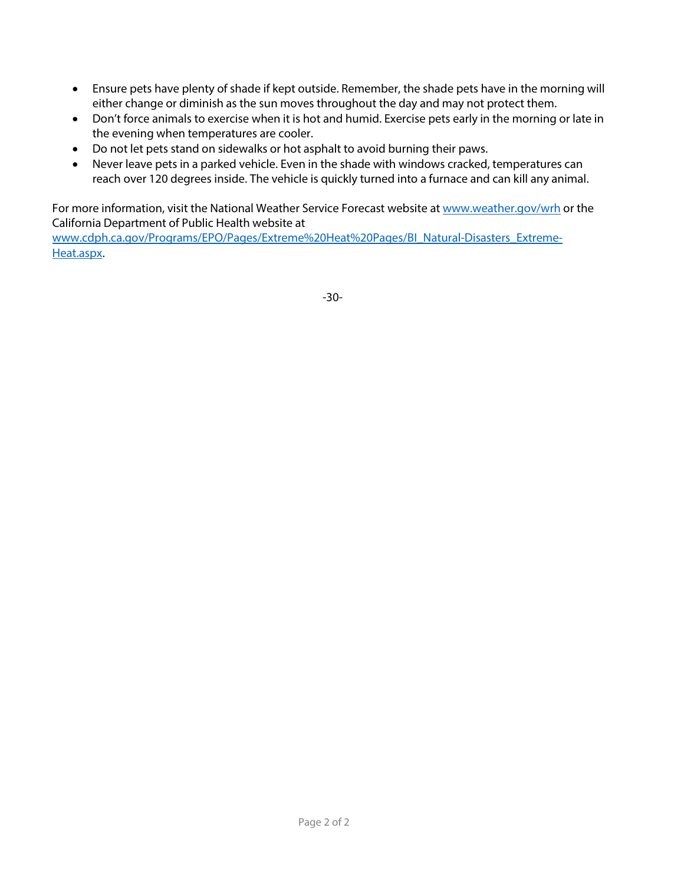- Ensure pets have plenty of shade if kept outside. Remember, the shade pets have in the morning will either change or diminish as the sun moves throughout the day and may not protect them.
- Don't force animals to exercise when it is hot and humid. Exercise pets early in the morning or late in the evening when temperatures are cooler.
- Do not let pets stand on sidewalks or hot asphalt to avoid burning their paws.
- Never leave pets in a parked vehicle. Even in the shade with windows cracked, temperatures can reach over 120 degrees inside. The vehicle is quickly turned into a furnace and can kill any animal.

For more information, visit the National Weather Service Forecast website at [www.weather.gov/wrh](www.weather.gov/wrh) or the California Department of Public Health website at [www.cdph.ca.gov/Programs/EPO/Pages/Extreme%20Heat%20Pages/BI_Natural-Disasters_Extreme-Heat.aspx](www.cdph.ca.gov/Programs/EPO/Pages/Extreme%20Heat%20Pages/BI_Natural-Disasters_Extreme-Heat.aspx).

-30-